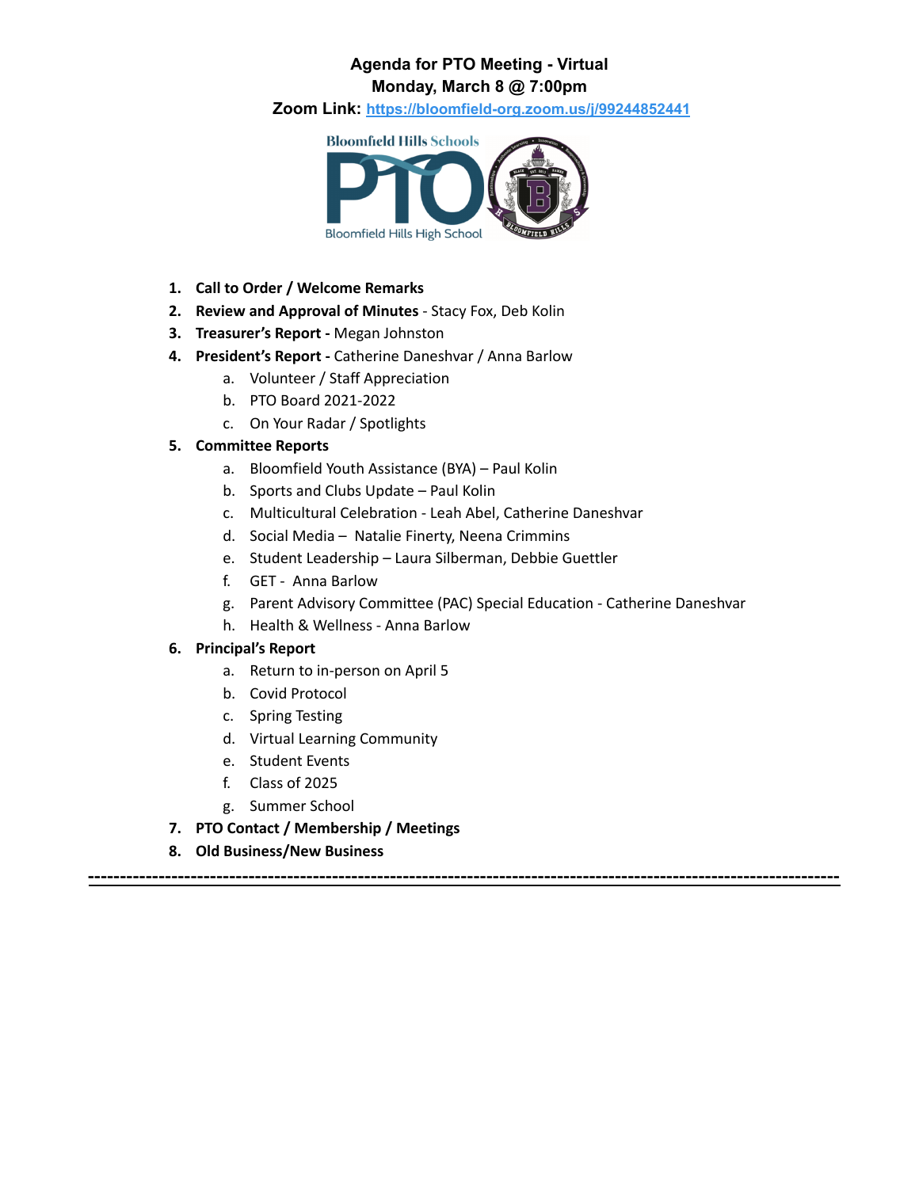**Agenda for PTO Meeting - Virtual**
**Monday, March 8 @ 7:00pm**
**Zoom Link: https://bloomfield-org.zoom.us/j/99244852441**

1. **Call to Order / Welcome Remarks**
2. **Review and Approval of Minutes** - Stacy Fox, Deb Kolin
3. **Treasurer's Report -** Megan Johnston
4. **President's Report -** Catherine Daneshvar / Anna Barlow
    a. Volunteer / Staff Appreciation
    b. PTO Board 2021-2022
    c. On Your Radar / Spotlights
5. **Committee Reports**
    a. Bloomfield Youth Assistance (BYA) – Paul Kolin
    b. Sports and Clubs Update – Paul Kolin
    c. Multicultural Celebration - Leah Abel, Catherine Daneshvar
    d. Social Media – Natalie Finerty, Neena Crimmins
    e. Student Leadership – Laura Silberman, Debbie Guettler
    f. GET - Anna Barlow
    g. Parent Advisory Committee (PAC) Special Education - Catherine Daneshvar
    h. Health & Wellness - Anna Barlow
6. **Principal's Report**
    a. Return to in-person on April 5
    b. Covid Protocol
    c. Spring Testing
    d. Virtual Learning Community
    e. Student Events
    f. Class of 2025
    g. Summer School
7. **PTO Contact / Membership / Meetings**
8. **Old Business/New Business**

---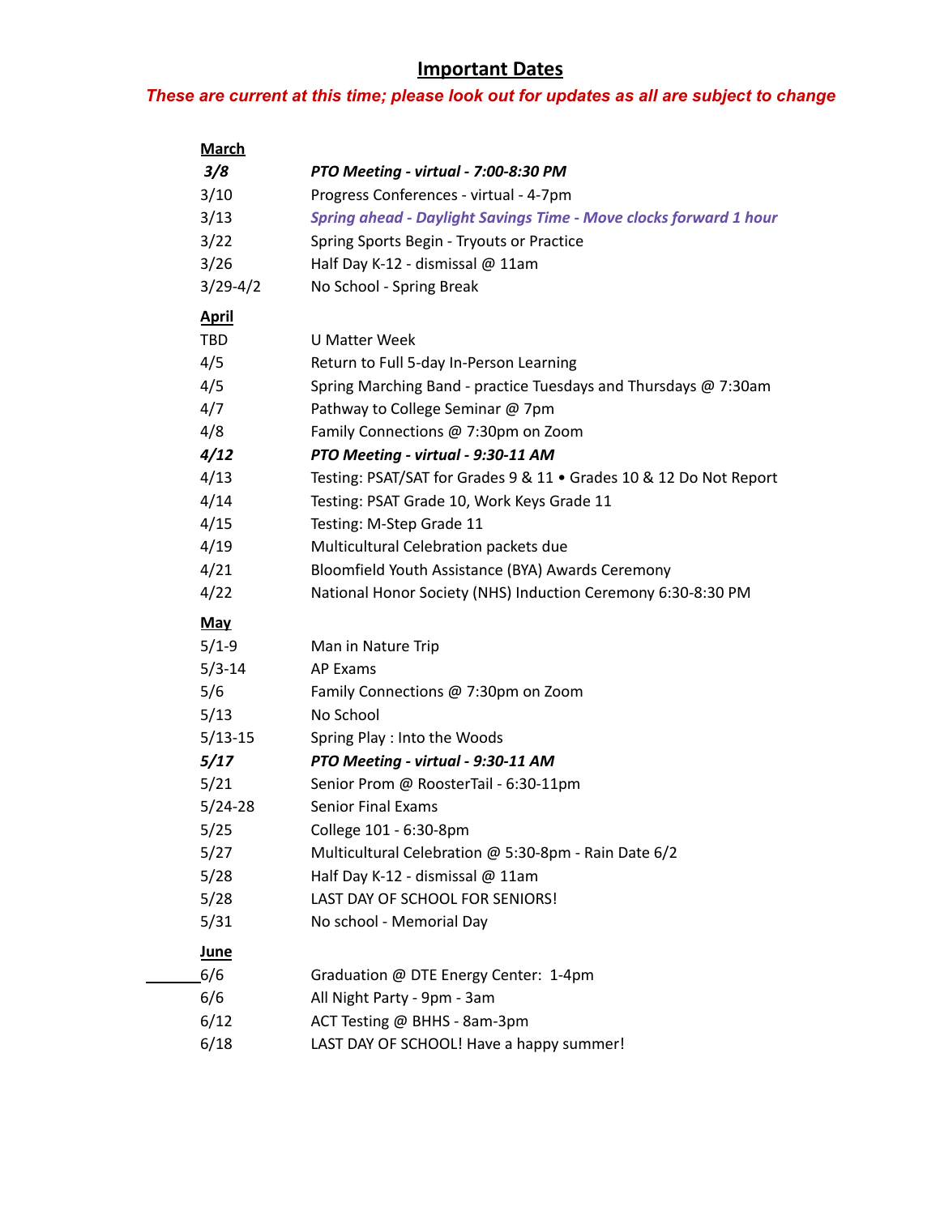# Important Dates

***These are current at this time; please look out for updates as all are subject to change***

| | |
|---|---|
| **March** | |
| ***3/8*** | ***PTO Meeting - virtual - 7:00-8:30 PM*** |
| 3/10 | Progress Conferences - virtual - 4-7pm |
| *3/13* | ***Spring ahead - Daylight Savings Time - Move clocks forward 1 hour*** |
| 3/22 | Spring Sports Begin - Tryouts or Practice |
| 3/26 | Half Day K-12 - dismissal @ 11am |
| 3/29-4/2 | No School - Spring Break |
| **April** | |
| TBD | U Matter Week |
| 4/5 | Return to Full 5-day In-Person Learning |
| 4/5 | Spring Marching Band - practice Tuesdays and Thursdays @ 7:30am |
| 4/7 | Pathway to College Seminar @ 7pm |
| 4/8 | Family Connections @ 7:30pm on Zoom |
| ***4/12*** | ***PTO Meeting - virtual - 9:30-11 AM*** |
| 4/13 | Testing: PSAT/SAT for Grades 9 & 11 • Grades 10 & 12 Do Not Report |
| 4/14 | Testing: PSAT Grade 10, Work Keys Grade 11 |
| 4/15 | Testing: M-Step Grade 11 |
| 4/19 | Multicultural Celebration packets due |
| 4/21 | Bloomfield Youth Assistance (BYA) Awards Ceremony |
| 4/22 | National Honor Society (NHS) Induction Ceremony 6:30-8:30 PM |
| **May** | |
| 5/1-9 | Man in Nature Trip |
| 5/3-14 | AP Exams |
| 5/6 | Family Connections @ 7:30pm on Zoom |
| 5/13 | No School |
| 5/13-15 | Spring Play : Into the Woods |
| ***5/17*** | ***PTO Meeting - virtual - 9:30-11 AM*** |
| 5/21 | Senior Prom @ RoosterTail - 6:30-11pm |
| 5/24-28 | Senior Final Exams |
| 5/25 | College 101 - 6:30-8pm |
| 5/27 | Multicultural Celebration @ 5:30-8pm - Rain Date 6/2 |
| 5/28 | Half Day K-12 - dismissal @ 11am |
| 5/28 | LAST DAY OF SCHOOL FOR SENIORS! |
| 5/31 | No school - Memorial Day |
| **June** | |
| 6/6 | Graduation @ DTE Energy Center: 1-4pm |
| 6/6 | All Night Party - 9pm - 3am |
| 6/12 | ACT Testing @ BHHS - 8am-3pm |
| 6/18 | LAST DAY OF SCHOOL! Have a happy summer! |